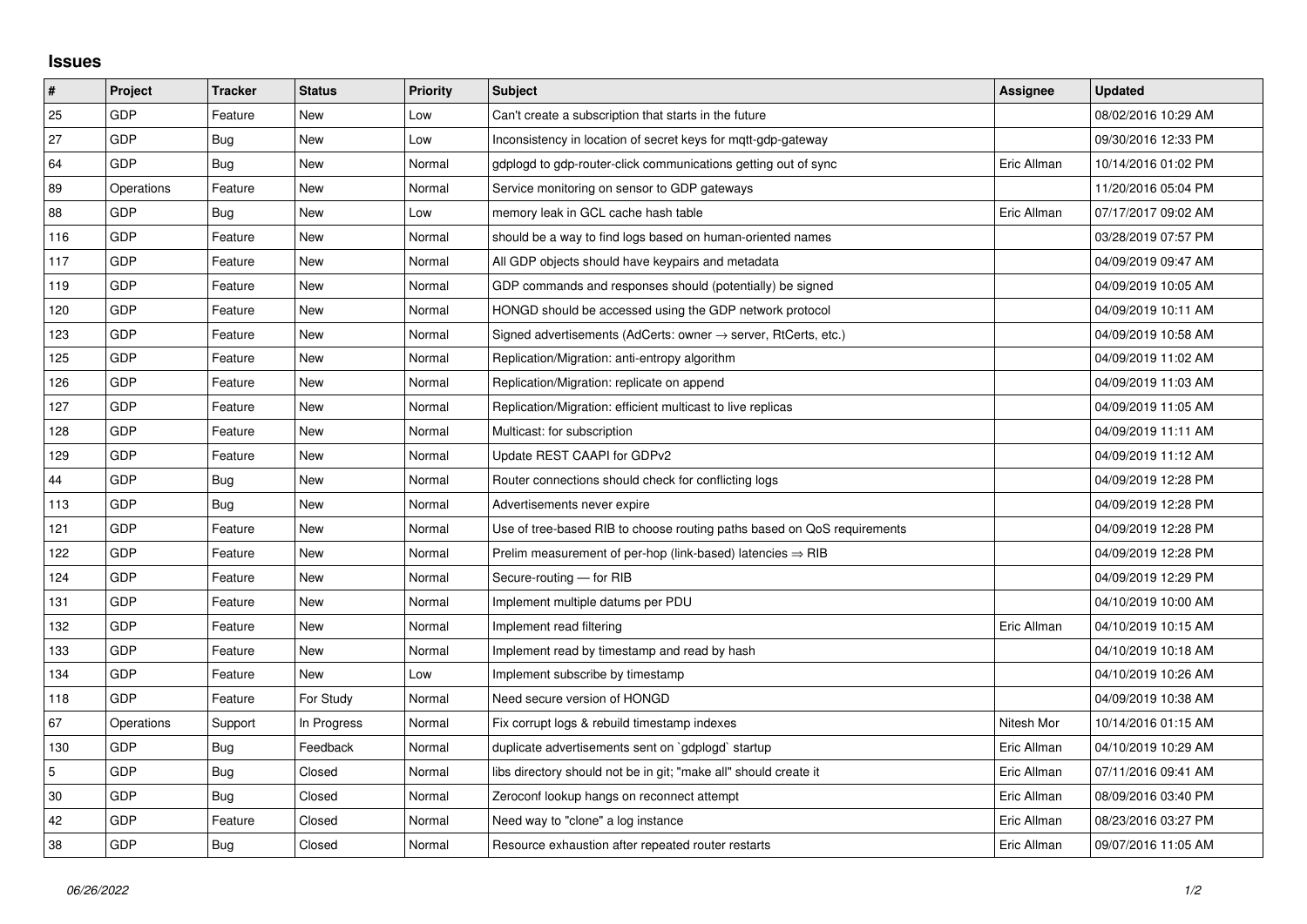## Issues

| # | Project | Tracker | Status | Priority | Subject | Assignee | Updated |
|---|---|---|---|---|---|---|---|
| 25 | GDP | Feature | New | Low | Can't create a subscription that starts in the future | | 08/02/2016 10:29 AM |
| 27 | GDP | Bug | New | Low | Inconsistency in location of secret keys for mqtt-gdp-gateway | | 09/30/2016 12:33 PM |
| 64 | GDP | Bug | New | Normal | gdplogd to gdp-router-click communications getting out of sync | Eric Allman | 10/14/2016 01:02 PM |
| 89 | Operations | Feature | New | Normal | Service monitoring on sensor to GDP gateways | | 11/20/2016 05:04 PM |
| 88 | GDP | Bug | New | Low | memory leak in GCL cache hash table | Eric Allman | 07/17/2017 09:02 AM |
| 116 | GDP | Feature | New | Normal | should be a way to find logs based on human-oriented names | | 03/28/2019 07:57 PM |
| 117 | GDP | Feature | New | Normal | All GDP objects should have keypairs and metadata | | 04/09/2019 09:47 AM |
| 119 | GDP | Feature | New | Normal | GDP commands and responses should (potentially) be signed | | 04/09/2019 10:05 AM |
| 120 | GDP | Feature | New | Normal | HONGD should be accessed using the GDP network protocol | | 04/09/2019 10:11 AM |
| 123 | GDP | Feature | New | Normal | Signed advertisements (AdCerts: owner → server, RtCerts, etc.) | | 04/09/2019 10:58 AM |
| 125 | GDP | Feature | New | Normal | Replication/Migration: anti-entropy algorithm | | 04/09/2019 11:02 AM |
| 126 | GDP | Feature | New | Normal | Replication/Migration: replicate on append | | 04/09/2019 11:03 AM |
| 127 | GDP | Feature | New | Normal | Replication/Migration: efficient multicast to live replicas | | 04/09/2019 11:05 AM |
| 128 | GDP | Feature | New | Normal | Multicast: for subscription | | 04/09/2019 11:11 AM |
| 129 | GDP | Feature | New | Normal | Update REST CAAPI for GDPv2 | | 04/09/2019 11:12 AM |
| 44 | GDP | Bug | New | Normal | Router connections should check for conflicting logs | | 04/09/2019 12:28 PM |
| 113 | GDP | Bug | New | Normal | Advertisements never expire | | 04/09/2019 12:28 PM |
| 121 | GDP | Feature | New | Normal | Use of tree-based RIB to choose routing paths based on QoS requirements | | 04/09/2019 12:28 PM |
| 122 | GDP | Feature | New | Normal | Prelim measurement of per-hop (link-based) latencies ⇒ RIB | | 04/09/2019 12:28 PM |
| 124 | GDP | Feature | New | Normal | Secure-routing — for RIB | | 04/09/2019 12:29 PM |
| 131 | GDP | Feature | New | Normal | Implement multiple datums per PDU | | 04/10/2019 10:00 AM |
| 132 | GDP | Feature | New | Normal | Implement read filtering | Eric Allman | 04/10/2019 10:15 AM |
| 133 | GDP | Feature | New | Normal | Implement read by timestamp and read by hash | | 04/10/2019 10:18 AM |
| 134 | GDP | Feature | New | Low | Implement subscribe by timestamp | | 04/10/2019 10:26 AM |
| 118 | GDP | Feature | For Study | Normal | Need secure version of HONGD | | 04/09/2019 10:38 AM |
| 67 | Operations | Support | In Progress | Normal | Fix corrupt logs & rebuild timestamp indexes | Nitesh Mor | 10/14/2016 01:15 AM |
| 130 | GDP | Bug | Feedback | Normal | duplicate advertisements sent on `gdplogd` startup | Eric Allman | 04/10/2019 10:29 AM |
| 5 | GDP | Bug | Closed | Normal | libs directory should not be in git; "make all" should create it | Eric Allman | 07/11/2016 09:41 AM |
| 30 | GDP | Bug | Closed | Normal | Zeroconf lookup hangs on reconnect attempt | Eric Allman | 08/09/2016 03:40 PM |
| 42 | GDP | Feature | Closed | Normal | Need way to "clone" a log instance | Eric Allman | 08/23/2016 03:27 PM |
| 38 | GDP | Bug | Closed | Normal | Resource exhaustion after repeated router restarts | Eric Allman | 09/07/2016 11:05 AM |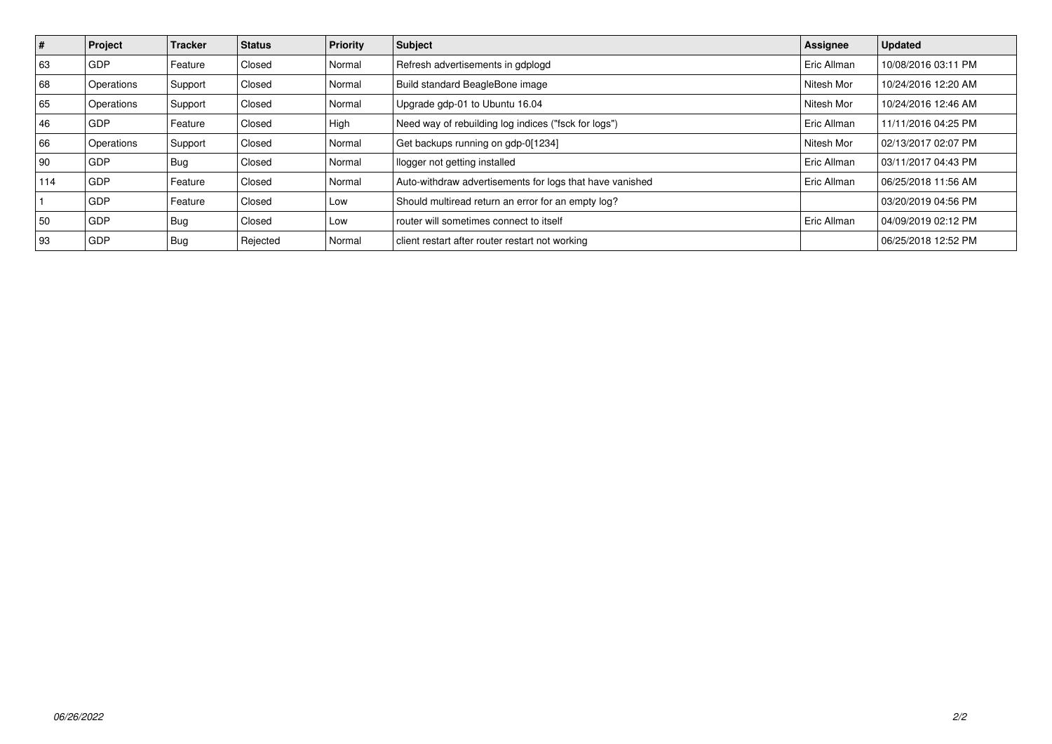| # | Project | Tracker | Status | Priority | Subject | Assignee | Updated |
| --- | --- | --- | --- | --- | --- | --- | --- |
| 63 | GDP | Feature | Closed | Normal | Refresh advertisements in gdplogd | Eric Allman | 10/08/2016 03:11 PM |
| 68 | Operations | Support | Closed | Normal | Build standard BeagleBone image | Nitesh Mor | 10/24/2016 12:20 AM |
| 65 | Operations | Support | Closed | Normal | Upgrade gdp-01 to Ubuntu 16.04 | Nitesh Mor | 10/24/2016 12:46 AM |
| 46 | GDP | Feature | Closed | High | Need way of rebuilding log indices ("fsck for logs") | Eric Allman | 11/11/2016 04:25 PM |
| 66 | Operations | Support | Closed | Normal | Get backups running on gdp-0[1234] | Nitesh Mor | 02/13/2017 02:07 PM |
| 90 | GDP | Bug | Closed | Normal | llogger not getting installed | Eric Allman | 03/11/2017 04:43 PM |
| 114 | GDP | Feature | Closed | Normal | Auto-withdraw advertisements for logs that have vanished | Eric Allman | 06/25/2018 11:56 AM |
| 1 | GDP | Feature | Closed | Low | Should multiread return an error for an empty log? | | 03/20/2019 04:56 PM |
| 50 | GDP | Bug | Closed | Low | router will sometimes connect to itself | Eric Allman | 04/09/2019 02:12 PM |
| 93 | GDP | Bug | Rejected | Normal | client restart after router restart not working | | 06/25/2018 12:52 PM |